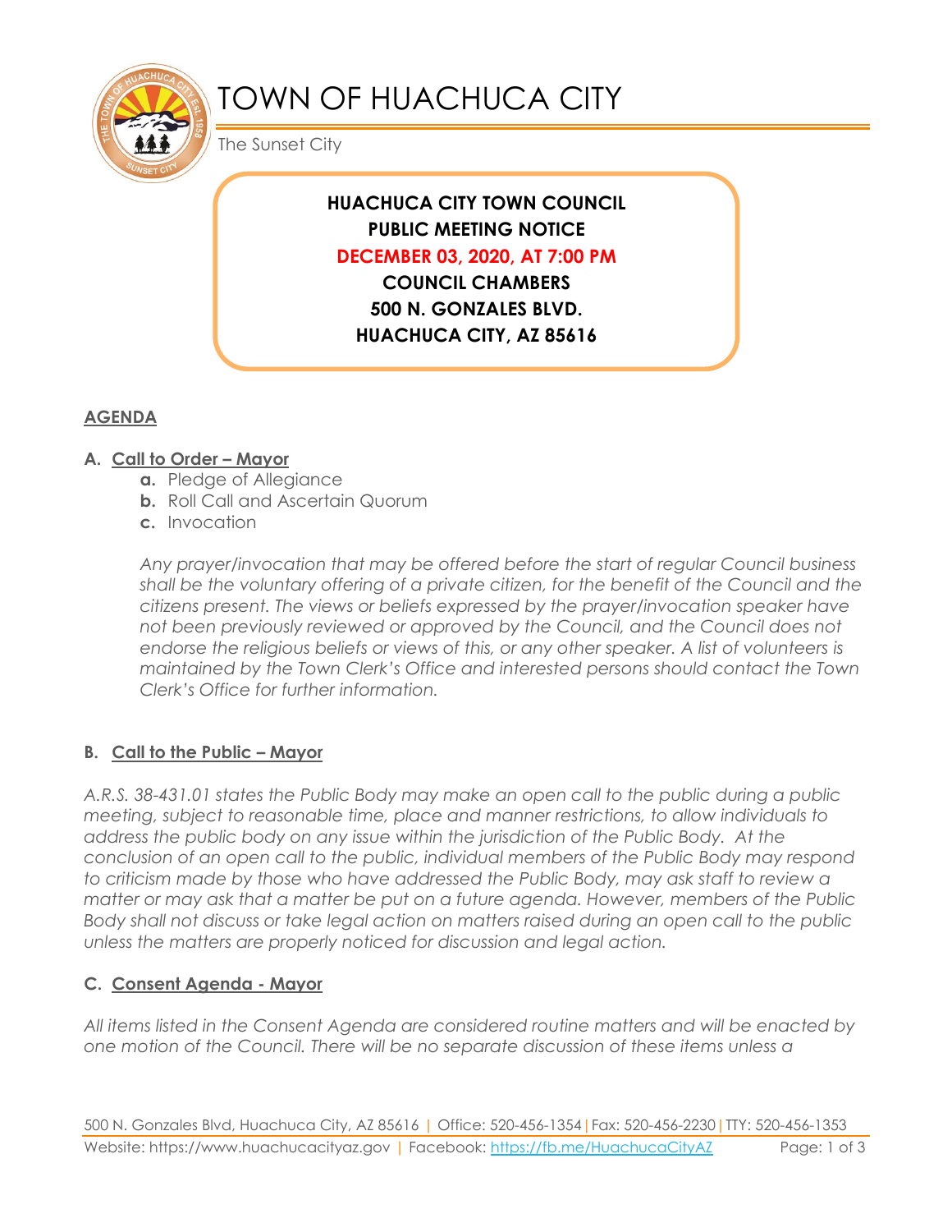# TOWN OF HUACHUCA CITY

The Sunset City

**HUACHUCA CITY TOWN COUNCIL**
**PUBLIC MEETING NOTICE**
**DECEMBER 03, 2020, AT 7:00 PM**
**COUNCIL CHAMBERS**
**500 N. GONZALES BLVD.**
**HUACHUCA CITY, AZ 85616**

## AGENDA

### A. Call to Order – Mayor

- **a.** Pledge of Allegiance
- **b.** Roll Call and Ascertain Quorum
- **c.** Invocation

*Any prayer/invocation that may be offered before the start of regular Council business shall be the voluntary offering of a private citizen, for the benefit of the Council and the citizens present. The views or beliefs expressed by the prayer/invocation speaker have not been previously reviewed or approved by the Council, and the Council does not endorse the religious beliefs or views of this, or any other speaker. A list of volunteers is maintained by the Town Clerk's Office and interested persons should contact the Town Clerk's Office for further information.*

### B. Call to the Public – Mayor

*A.R.S. 38-431.01 states the Public Body may make an open call to the public during a public meeting, subject to reasonable time, place and manner restrictions, to allow individuals to address the public body on any issue within the jurisdiction of the Public Body. At the conclusion of an open call to the public, individual members of the Public Body may respond to criticism made by those who have addressed the Public Body, may ask staff to review a matter or may ask that a matter be put on a future agenda. However, members of the Public Body shall not discuss or take legal action on matters raised during an open call to the public unless the matters are properly noticed for discussion and legal action.*

### C. Consent Agenda - Mayor

*All items listed in the Consent Agenda are considered routine matters and will be enacted by one motion of the Council. There will be no separate discussion of these items unless a*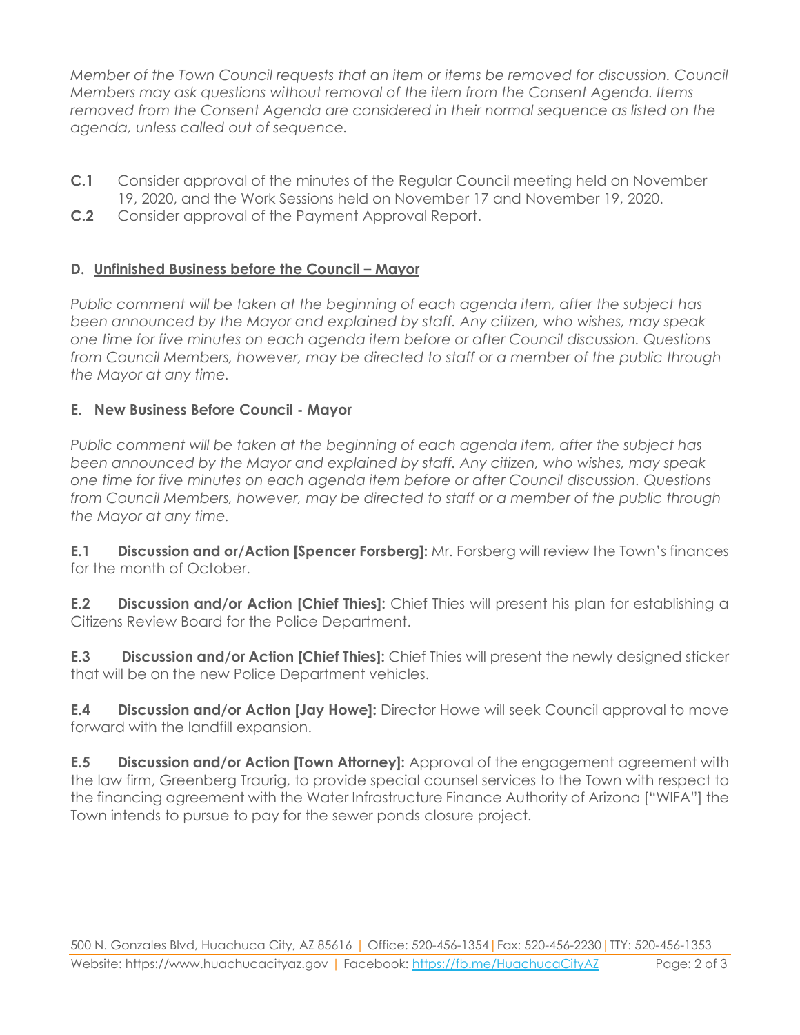*Member of the Town Council requests that an item or items be removed for discussion. Council Members may ask questions without removal of the item from the Consent Agenda. Items removed from the Consent Agenda are considered in their normal sequence as listed on the agenda, unless called out of sequence.*

**C.1** Consider approval of the minutes of the Regular Council meeting held on November 19, 2020, and the Work Sessions held on November 17 and November 19, 2020.

**C.2** Consider approval of the Payment Approval Report.

## D. Unfinished Business before the Council – Mayor

*Public comment will be taken at the beginning of each agenda item, after the subject has been announced by the Mayor and explained by staff. Any citizen, who wishes, may speak one time for five minutes on each agenda item before or after Council discussion. Questions from Council Members, however, may be directed to staff or a member of the public through the Mayor at any time.*

## E. New Business Before Council - Mayor

*Public comment will be taken at the beginning of each agenda item, after the subject has been announced by the Mayor and explained by staff. Any citizen, who wishes, may speak one time for five minutes on each agenda item before or after Council discussion. Questions from Council Members, however, may be directed to staff or a member of the public through the Mayor at any time.*

**E.1 Discussion and or/Action [Spencer Forsberg]:** Mr. Forsberg will review the Town's finances for the month of October.

**E.2 Discussion and/or Action [Chief Thies]:** Chief Thies will present his plan for establishing a Citizens Review Board for the Police Department.

**E.3 Discussion and/or Action [Chief Thies]:** Chief Thies will present the newly designed sticker that will be on the new Police Department vehicles.

**E.4 Discussion and/or Action [Jay Howe]:** Director Howe will seek Council approval to move forward with the landfill expansion.

**E.5 Discussion and/or Action [Town Attorney]:** Approval of the engagement agreement with the law firm, Greenberg Traurig, to provide special counsel services to the Town with respect to the financing agreement with the Water Infrastructure Finance Authority of Arizona ["WIFA"] the Town intends to pursue to pay for the sewer ponds closure project.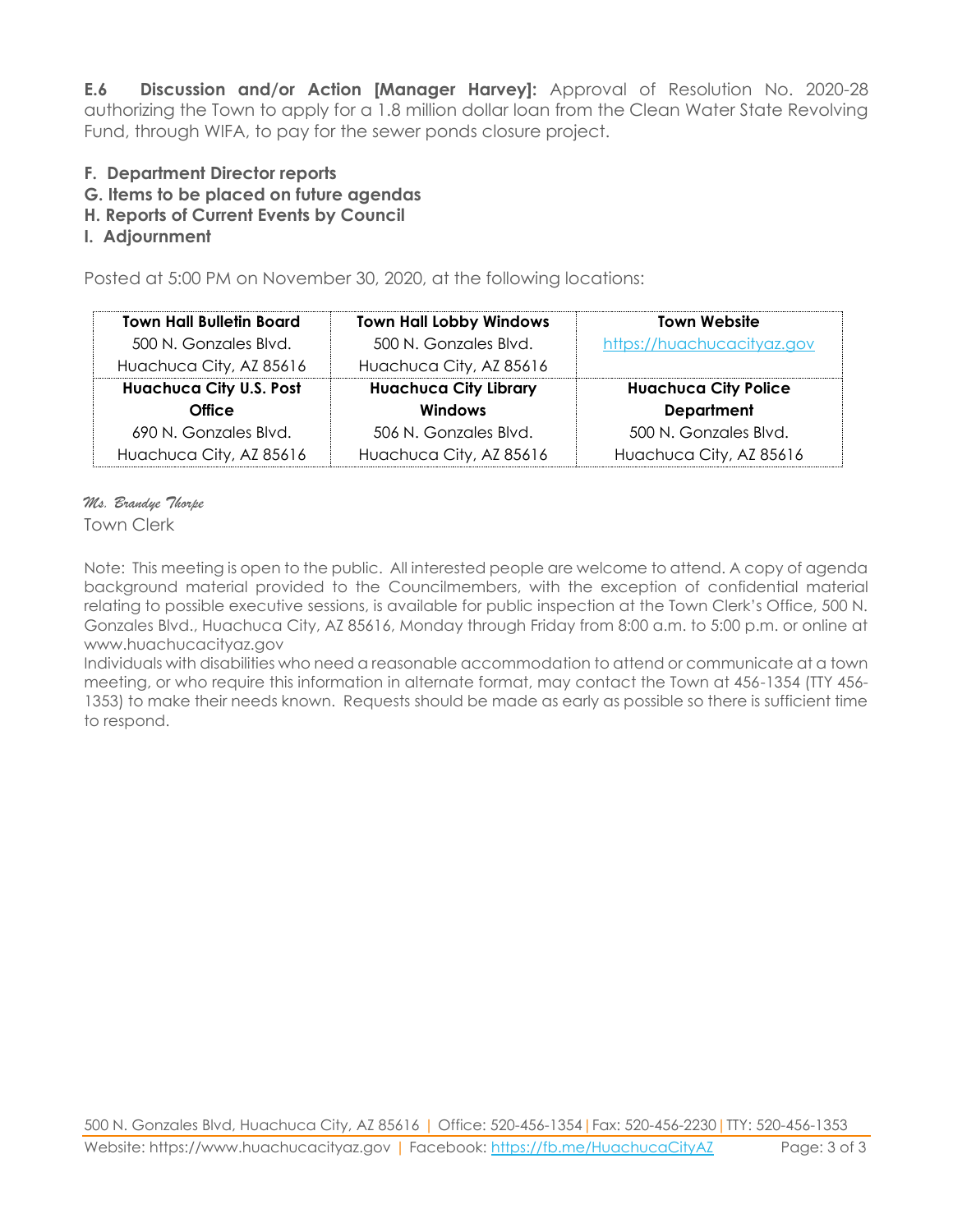**E.6 Discussion and/or Action [Manager Harvey]:** Approval of Resolution No. 2020-28 authorizing the Town to apply for a 1.8 million dollar loan from the Clean Water State Revolving Fund, through WIFA, to pay for the sewer ponds closure project.

**F. Department Director reports**

**G. Items to be placed on future agendas**

**H. Reports of Current Events by Council**

**I. Adjournment**

Posted at 5:00 PM on November 30, 2020, at the following locations:

| | | |
|---|---|---|
| **Town Hall Bulletin Board**<br>500 N. Gonzales Blvd.<br>Huachuca City, AZ 85616 | **Town Hall Lobby Windows**<br>500 N. Gonzales Blvd.<br>Huachuca City, AZ 85616 | **Town Website**<br>https://huachucacityaz.gov |
| **Huachuca City U.S. Post Office**<br>690 N. Gonzales Blvd.<br>Huachuca City, AZ 85616 | **Huachuca City Library Windows**<br>506 N. Gonzales Blvd.<br>Huachuca City, AZ 85616 | **Huachuca City Police Department**<br>500 N. Gonzales Blvd.<br>Huachuca City, AZ 85616 |

*Ms. Brandye Thorpe*
Town Clerk

Note: This meeting is open to the public. All interested people are welcome to attend. A copy of agenda background material provided to the Councilmembers, with the exception of confidential material relating to possible executive sessions, is available for public inspection at the Town Clerk's Office, 500 N. Gonzales Blvd., Huachuca City, AZ 85616, Monday through Friday from 8:00 a.m. to 5:00 p.m. or online at www.huachucacityaz.gov
Individuals with disabilities who need a reasonable accommodation to attend or communicate at a town meeting, or who require this information in alternate format, may contact the Town at 456-1354 (TTY 456-1353) to make their needs known. Requests should be made as early as possible so there is sufficient time to respond.